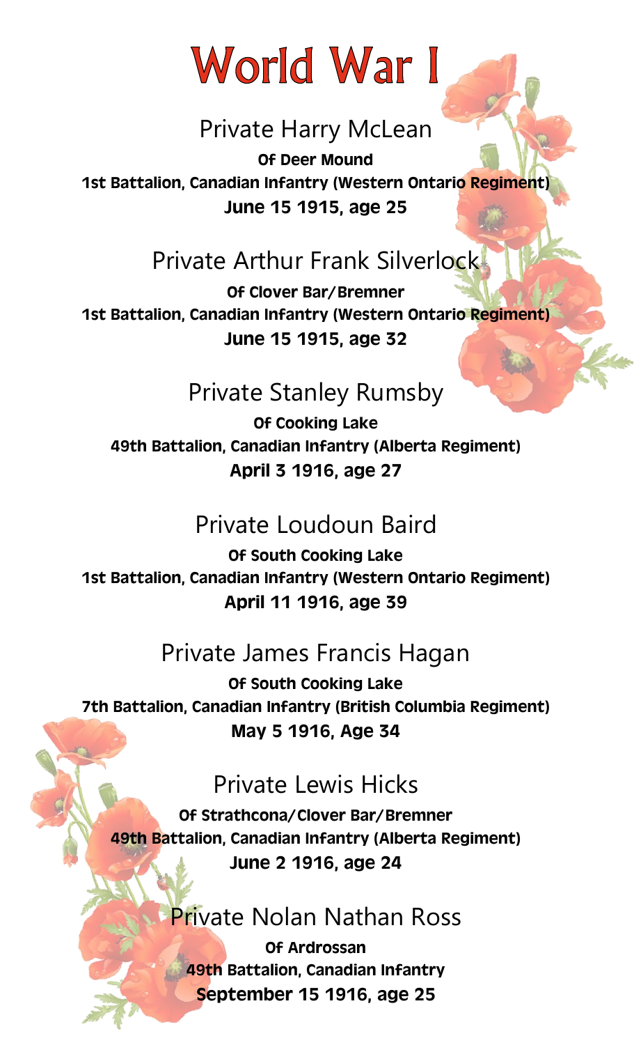# World War I

## Private Harry McLean

**Of Deer Mound**
**1st Battalion, Canadian Infantry (Western Ontario Regiment)**
**June 15 1915, age 25**

## Private Arthur Frank Silverlock

**Of Clover Bar/Bremner**
**1st Battalion, Canadian Infantry (Western Ontario Regiment)**
**June 15 1915, age 32**

## Private Stanley Rumsby

**Of Cooking Lake**
**49th Battalion, Canadian Infantry (Alberta Regiment)**
**April 3 1916, age 27**

## Private Loudoun Baird

**Of South Cooking Lake**
**1st Battalion, Canadian Infantry (Western Ontario Regiment)**
**April 11 1916, age 39**

## Private James Francis Hagan

**Of South Cooking Lake**
**7th Battalion, Canadian Infantry (British Columbia Regiment)**
**May 5 1916, Age 34**

## Private Lewis Hicks

**Of Strathcona/Clover Bar/Bremner**
**49th Battalion, Canadian Infantry (Alberta Regiment)**
**June 2 1916, age 24**

## Private Nolan Nathan Ross

**Of Ardrossan**
**49th Battalion, Canadian Infantry**
**September 15 1916, age 25**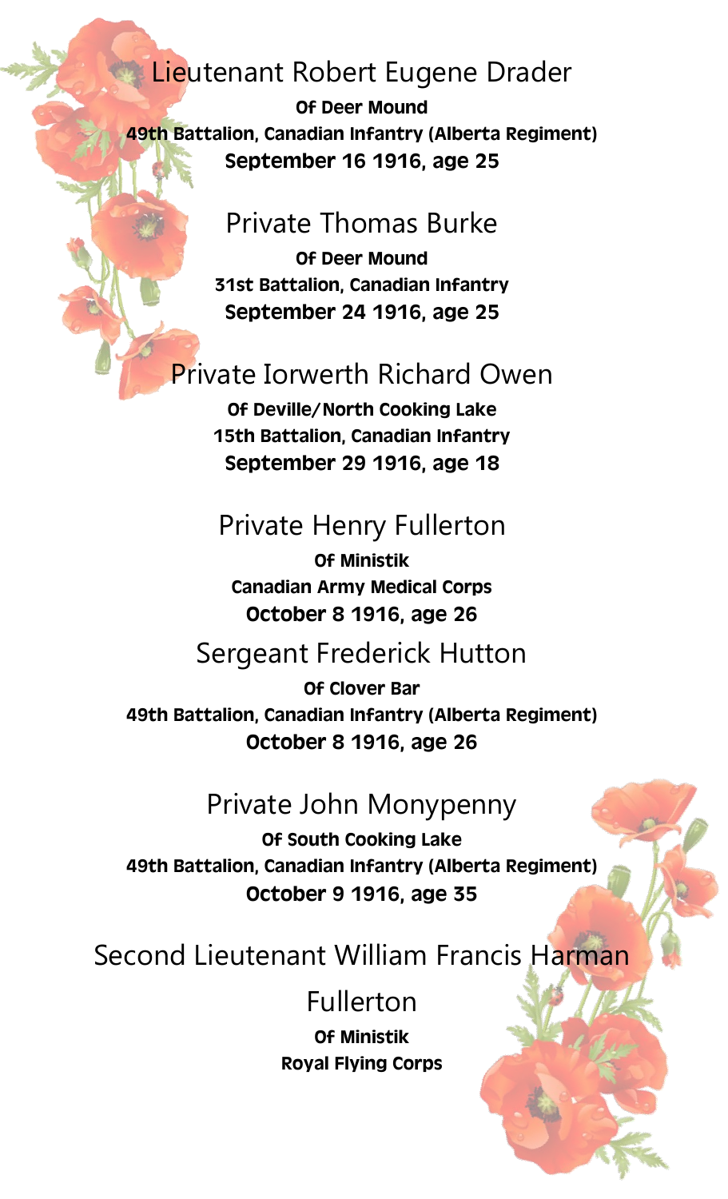Lieutenant Robert Eugene Drader

**Of Deer Mound**
**49th Battalion, Canadian Infantry (Alberta Regiment)**
**September 16 1916, age 25**

Private Thomas Burke

**Of Deer Mound**
**31st Battalion, Canadian Infantry**
**September 24 1916, age 25**

Private Iorwerth Richard Owen

**Of Deville/North Cooking Lake**
**15th Battalion, Canadian Infantry**
**September 29 1916, age 18**

Private Henry Fullerton

**Of Ministik**
**Canadian Army Medical Corps**
**October 8 1916, age 26**

Sergeant Frederick Hutton

**Of Clover Bar**
**49th Battalion, Canadian Infantry (Alberta Regiment)**
**October 8 1916, age 26**

Private John Monypenny

**Of South Cooking Lake**
**49th Battalion, Canadian Infantry (Alberta Regiment)**
**October 9 1916, age 35**

Second Lieutenant William Francis Harman Fullerton

**Of Ministik**
**Royal Flying Corps**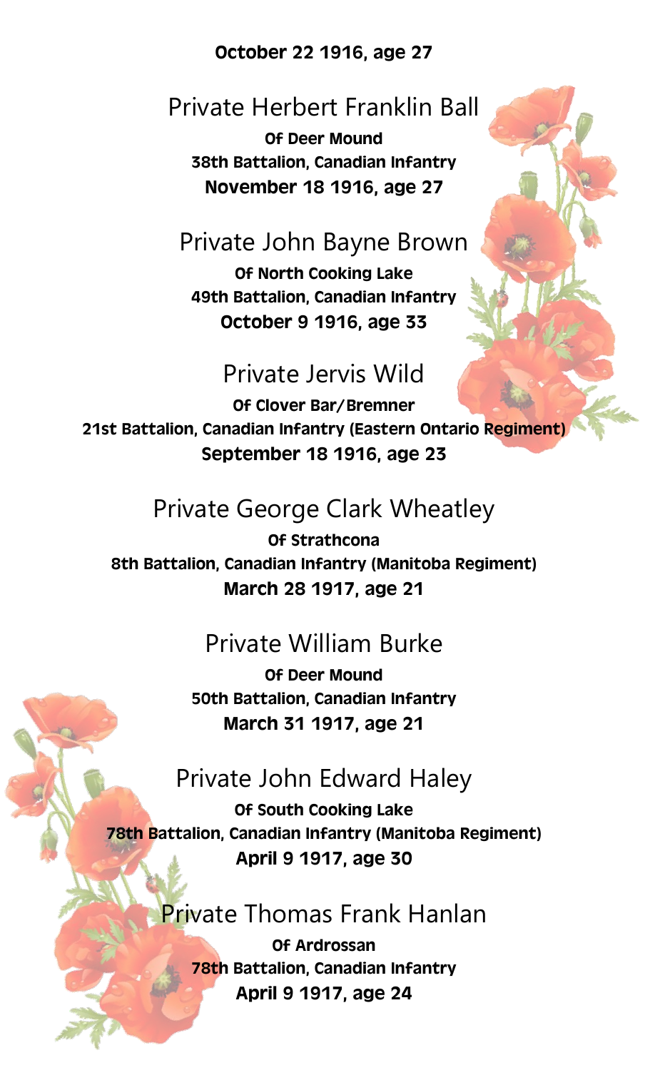**October 22 1916, age 27**

Private Herbert Franklin Ball

**Of Deer Mound**
**38th Battalion, Canadian Infantry**
**November 18 1916, age 27**

Private John Bayne Brown

**Of North Cooking Lake**
**49th Battalion, Canadian Infantry**
**October 9 1916, age 33**

Private Jervis Wild

**Of Clover Bar/Bremner**
**21st Battalion, Canadian Infantry (Eastern Ontario Regiment)**
**September 18 1916, age 23**

Private George Clark Wheatley

**Of Strathcona**
**8th Battalion, Canadian Infantry (Manitoba Regiment)**
**March 28 1917, age 21**

Private William Burke

**Of Deer Mound**
**50th Battalion, Canadian Infantry**
**March 31 1917, age 21**

Private John Edward Haley

**Of South Cooking Lake**
**78th Battalion, Canadian Infantry (Manitoba Regiment)**
**April 9 1917, age 30**

Private Thomas Frank Hanlan

**Of Ardrossan**
**78th Battalion, Canadian Infantry**
**April 9 1917, age 24**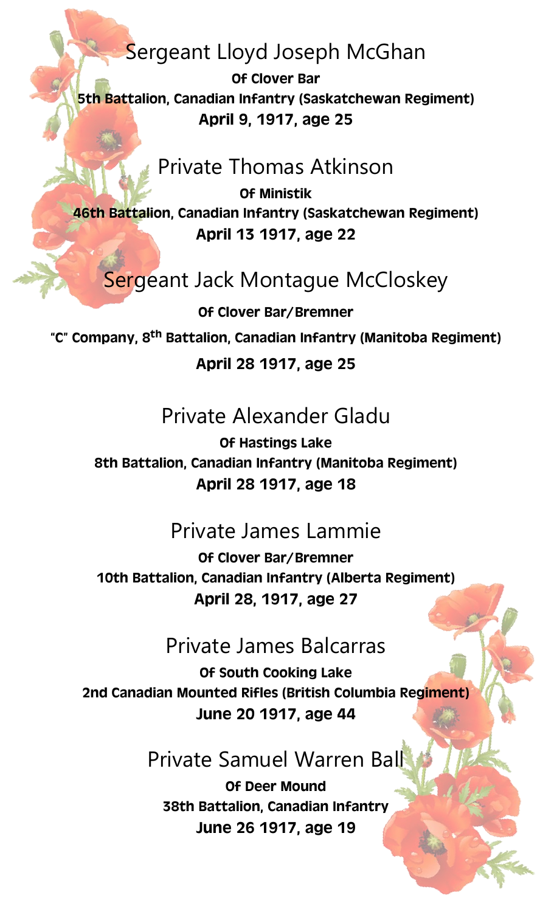## Sergeant Lloyd Joseph McGhan

**Of Clover Bar**
**5th Battalion, Canadian Infantry (Saskatchewan Regiment)**
**April 9, 1917, age 25**

## Private Thomas Atkinson

**Of Ministik**
**46th Battalion, Canadian Infantry (Saskatchewan Regiment)**
**April 13 1917, age 22**

## Sergeant Jack Montague McCloskey

**Of Clover Bar/Bremner**
**"C" Company, 8th Battalion, Canadian Infantry (Manitoba Regiment)**
**April 28 1917, age 25**

## Private Alexander Gladu

**Of Hastings Lake**
**8th Battalion, Canadian Infantry (Manitoba Regiment)**
**April 28 1917, age 18**

## Private James Lammie

**Of Clover Bar/Bremner**
**10th Battalion, Canadian Infantry (Alberta Regiment)**
**April 28, 1917, age 27**

## Private James Balcarras

**Of South Cooking Lake**
**2nd Canadian Mounted Rifles (British Columbia Regiment)**
**June 20 1917, age 44**

## Private Samuel Warren Ball

**Of Deer Mound**
**38th Battalion, Canadian Infantry**
**June 26 1917, age 19**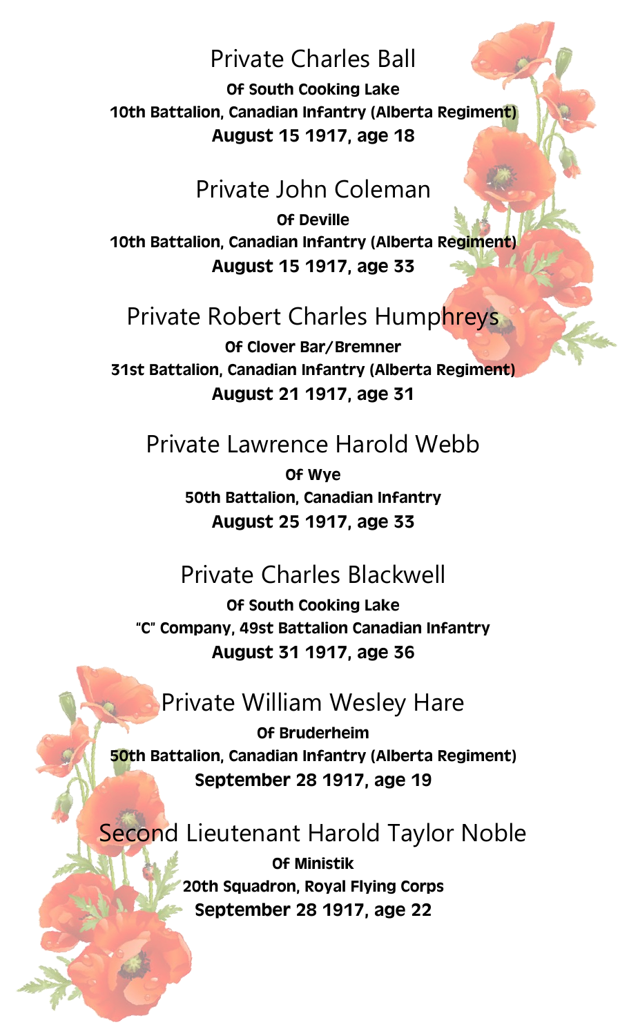## Private Charles Ball

**Of South Cooking Lake**
**10th Battalion, Canadian Infantry (Alberta Regiment)**
**August 15 1917, age 18**

## Private John Coleman

**Of Deville**
**10th Battalion, Canadian Infantry (Alberta Regiment)**
**August 15 1917, age 33**

## Private Robert Charles Humphreys

**Of Clover Bar/Bremner**
**31st Battalion, Canadian Infantry (Alberta Regiment)**
**August 21 1917, age 31**

## Private Lawrence Harold Webb

**Of Wye**
**50th Battalion, Canadian Infantry**
**August 25 1917, age 33**

## Private Charles Blackwell

**Of South Cooking Lake**
**"C" Company, 49st Battalion Canadian Infantry**
**August 31 1917, age 36**

## Private William Wesley Hare

**Of Bruderheim**
**50th Battalion, Canadian Infantry (Alberta Regiment)**
**September 28 1917, age 19**

## Second Lieutenant Harold Taylor Noble

**Of Ministik**
**20th Squadron, Royal Flying Corps**
**September 28 1917, age 22**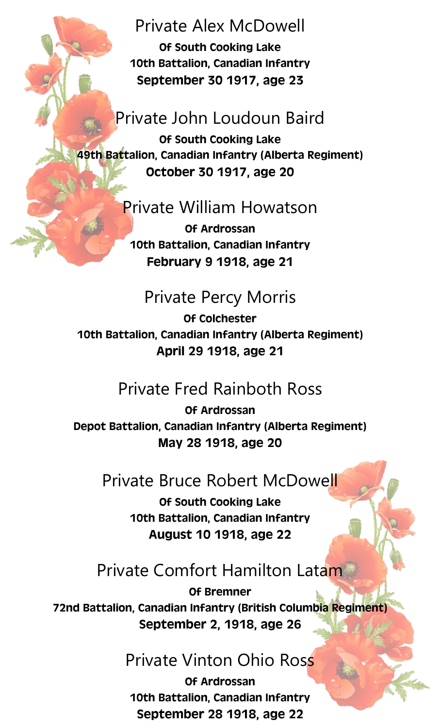Private Alex McDowell

**Of South Cooking Lake**
**10th Battalion, Canadian Infantry**
**September 30 1917, age 23**

Private John Loudoun Baird

**Of South Cooking Lake**
**49th Battalion, Canadian Infantry (Alberta Regiment)**
**October 30 1917, age 20**

Private William Howatson

**Of Ardrossan**
**10th Battalion, Canadian Infantry**
**February 9 1918, age 21**

Private Percy Morris

**Of Colchester**
**10th Battalion, Canadian Infantry (Alberta Regiment)**
**April 29 1918, age 21**

Private Fred Rainboth Ross

**Of Ardrossan**
**Depot Battalion, Canadian Infantry (Alberta Regiment)**
**May 28 1918, age 20**

Private Bruce Robert McDowell

**Of South Cooking Lake**
**10th Battalion, Canadian Infantry**
**August 10 1918, age 22**

Private Comfort Hamilton Latam

**Of Bremner**
**72nd Battalion, Canadian Infantry (British Columbia Regiment)**
**September 2, 1918, age 26**

Private Vinton Ohio Ross

**Of Ardrossan**
**10th Battalion, Canadian Infantry**
**September 28 1918, age 22**